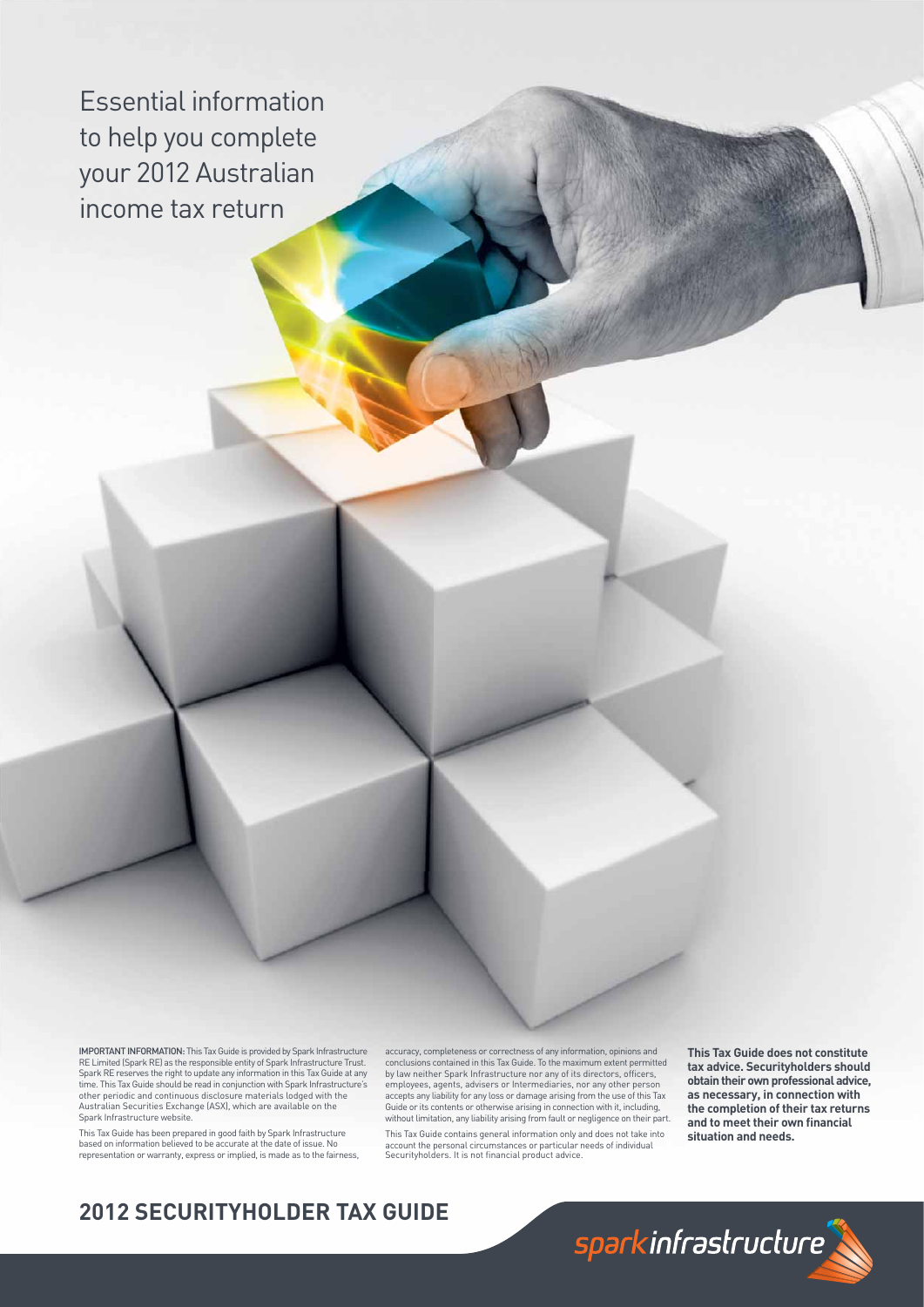# Essential information to help you complete your 2012 Australian income tax return

IMPORTANT INFORMATION: This Tax Guide is provided by Spark Infrastructure RE Limited (Spark RE) as the responsible entity of Spark Infrastructure Trust. Spark RE reserves the right to update any information in this Tax Guide at any time. This Tax Guide should be read in conjunction with Spark Infrastructure's other periodic and continuous disclosure materials lodged with the Australian Securities Exchange (ASX), which are available on the Spark Infrastructure website.

This Tax Guide has been prepared in good faith by Spark Infrastructure based on information believed to be accurate at the date of issue. No representation or warranty, express or implied, is made as to the fairness, accuracy, completeness or correctness of any information, opinions and conclusions contained in this Tax Guide. To the maximum extent permitted by law neither Spark Infrastructure nor any of its directors, officers, employees, agents, advisers or Intermediaries, nor any other person accepts any liability for any loss or damage arising from the use of this Tax Guide or its contents or otherwise arising in connection with it, including, without limitation, any liability arising from fault or negligence on their part.

This Tax Guide contains general information only and does not take into account the personal circumstances or particular needs of individual Securityholders. It is not financial product advice.

**This Tax Guide does not constitute tax advice. Securityholders should obtain their own professional advice, as necessary, in connection with the completion of their tax returns and to meet their own financial situation and needs.**

## 2012 SECURITYHOLDER TAX GUIDE

sparkinfrastructure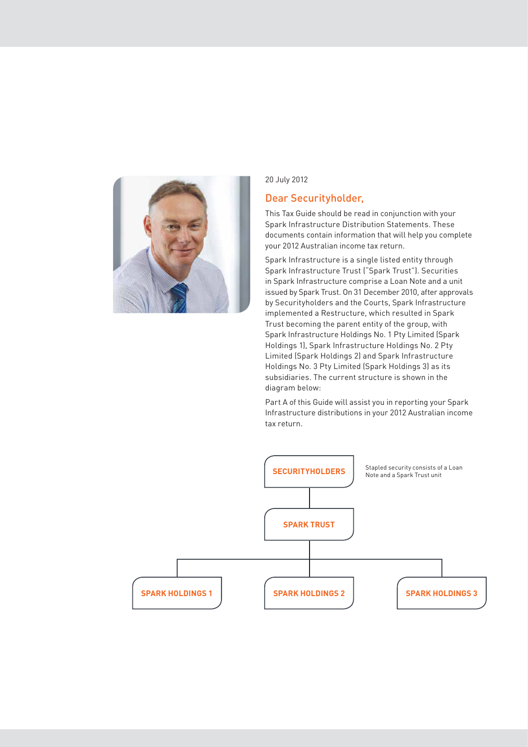20 July 2012

## Dear Securityholder,

This Tax Guide should be read in conjunction with your Spark Infrastructure Distribution Statements. These documents contain information that will help you complete your 2012 Australian income tax return.

Spark Infrastructure is a single listed entity through Spark Infrastructure Trust ("Spark Trust"). Securities in Spark Infrastructure comprise a Loan Note and a unit issued by Spark Trust. On 31 December 2010, after approvals by Securityholders and the Courts, Spark Infrastructure implemented a Restructure, which resulted in Spark Trust becoming the parent entity of the group, with Spark Infrastructure Holdings No. 1 Pty Limited (Spark Holdings 1), Spark Infrastructure Holdings No. 2 Pty Limited (Spark Holdings 2) and Spark Infrastructure Holdings No. 3 Pty Limited (Spark Holdings 3) as its subsidiaries. The current structure is shown in the diagram below:

Part A of this Guide will assist you in reporting your Spark Infrastructure distributions in your 2012 Australian income tax return.

**SECURITYHOLDERS** — Stapled security consists of a Loan Note and a Spark Trust unit

**SPARK TRUST**

**SPARK HOLDINGS 1** | **SPARK HOLDINGS 2** | **SPARK HOLDINGS 3**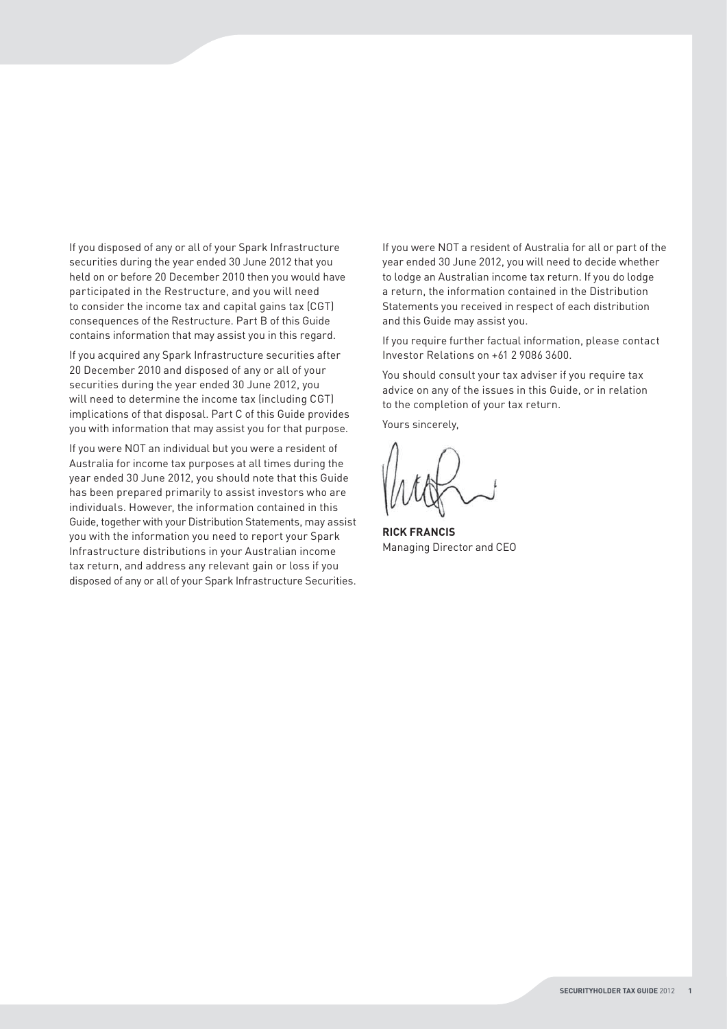If you disposed of any or all of your Spark Infrastructure securities during the year ended 30 June 2012 that you held on or before 20 December 2010 then you would have participated in the Restructure, and you will need to consider the income tax and capital gains tax (CGT) consequences of the Restructure. Part B of this Guide contains information that may assist you in this regard.

If you acquired any Spark Infrastructure securities after 20 December 2010 and disposed of any or all of your securities during the year ended 30 June 2012, you will need to determine the income tax (including CGT) implications of that disposal. Part C of this Guide provides you with information that may assist you for that purpose.

If you were NOT an individual but you were a resident of Australia for income tax purposes at all times during the year ended 30 June 2012, you should note that this Guide has been prepared primarily to assist investors who are individuals. However, the information contained in this Guide, together with your Distribution Statements, may assist you with the information you need to report your Spark Infrastructure distributions in your Australian income tax return, and address any relevant gain or loss if you disposed of any or all of your Spark Infrastructure Securities.

If you were NOT a resident of Australia for all or part of the year ended 30 June 2012, you will need to decide whether to lodge an Australian income tax return. If you do lodge a return, the information contained in the Distribution Statements you received in respect of each distribution and this Guide may assist you.

If you require further factual information, please contact Investor Relations on +61 2 9086 3600.

You should consult your tax adviser if you require tax advice on any of the issues in this Guide, or in relation to the completion of your tax return.

Yours sincerely,

**RICK FRANCIS**
Managing Director and CEO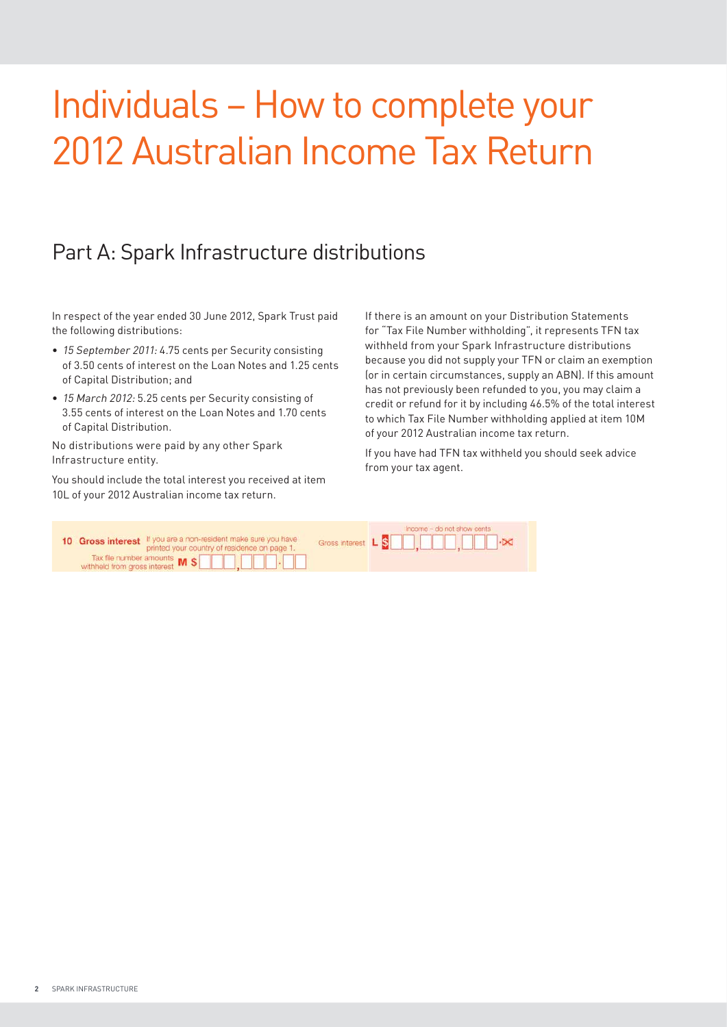# Individuals – How to complete your 2012 Australian Income Tax Return

## Part A: Spark Infrastructure distributions

In respect of the year ended 30 June 2012, Spark Trust paid the following distributions:

- *15 September 2011:* 4.75 cents per Security consisting of 3.50 cents of interest on the Loan Notes and 1.25 cents of Capital Distribution; and
- *15 March 2012:* 5.25 cents per Security consisting of 3.55 cents of interest on the Loan Notes and 1.70 cents of Capital Distribution.

No distributions were paid by any other Spark Infrastructure entity.

You should include the total interest you received at item 10L of your 2012 Australian income tax return.

If there is an amount on your Distribution Statements for "Tax File Number withholding", it represents TFN tax withheld from your Spark Infrastructure distributions because you did not supply your TFN or claim an exemption (or in certain circumstances, supply an ABN). If this amount has not previously been refunded to you, you may claim a credit or refund for it by including 46.5% of the total interest to which Tax File Number withholding applied at item 10M of your 2012 Australian income tax return.

If you have had TFN tax withheld you should seek advice from your tax agent.

**10 Gross interest** If you are a non-resident make sure you have printed your country of residence on page 1.

Gross interest **L** $ ☐☐,☐☐☐,☐☐☐.✕✕ (Income – do not show cents)

Tax file number amounts withheld from gross interest **M** $ ☐☐☐,☐☐☐.☐☐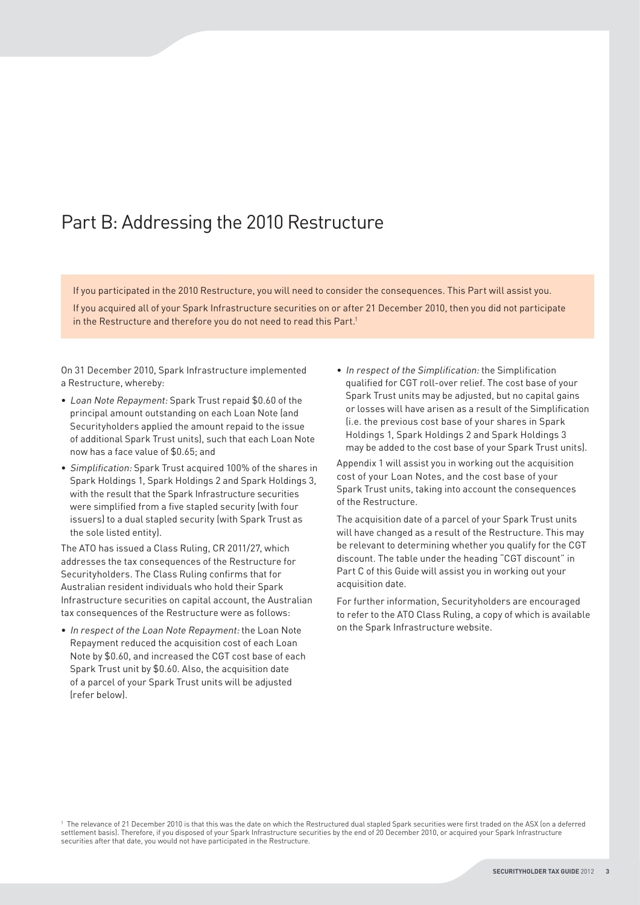# Part B: Addressing the 2010 Restructure

If you participated in the 2010 Restructure, you will need to consider the consequences. This Part will assist you.

If you acquired all of your Spark Infrastructure securities on or after 21 December 2010, then you did not participate in the Restructure and therefore you do not need to read this Part.[1]

On 31 December 2010, Spark Infrastructure implemented a Restructure, whereby:

- *Loan Note Repayment:* Spark Trust repaid $0.60 of the principal amount outstanding on each Loan Note (and Securityholders applied the amount repaid to the issue of additional Spark Trust units), such that each Loan Note now has a face value of $0.65; and
- *Simplification:* Spark Trust acquired 100% of the shares in Spark Holdings 1, Spark Holdings 2 and Spark Holdings 3, with the result that the Spark Infrastructure securities were simplified from a five stapled security (with four issuers) to a dual stapled security (with Spark Trust as the sole listed entity).

The ATO has issued a Class Ruling, CR 2011/27, which addresses the tax consequences of the Restructure for Securityholders. The Class Ruling confirms that for Australian resident individuals who hold their Spark Infrastructure securities on capital account, the Australian tax consequences of the Restructure were as follows:

- *In respect of the Loan Note Repayment:* the Loan Note Repayment reduced the acquisition cost of each Loan Note by $0.60, and increased the CGT cost base of each Spark Trust unit by $0.60. Also, the acquisition date of a parcel of your Spark Trust units will be adjusted (refer below).
- *In respect of the Simplification:* the Simplification qualified for CGT roll-over relief. The cost base of your Spark Trust units may be adjusted, but no capital gains or losses will have arisen as a result of the Simplification (i.e. the previous cost base of your shares in Spark Holdings 1, Spark Holdings 2 and Spark Holdings 3 may be added to the cost base of your Spark Trust units).

Appendix 1 will assist you in working out the acquisition cost of your Loan Notes, and the cost base of your Spark Trust units, taking into account the consequences of the Restructure.

The acquisition date of a parcel of your Spark Trust units will have changed as a result of the Restructure. This may be relevant to determining whether you qualify for the CGT discount. The table under the heading "CGT discount" in Part C of this Guide will assist you in working out your acquisition date.

For further information, Securityholders are encouraged to refer to the ATO Class Ruling, a copy of which is available on the Spark Infrastructure website.

[1] The relevance of 21 December 2010 is that this was the date on which the Restructured dual stapled Spark securities were first traded on the ASX (on a deferred settlement basis). Therefore, if you disposed of your Spark Infrastructure securities by the end of 20 December 2010, or acquired your Spark Infrastructure securities after that date, you would not have participated in the Restructure.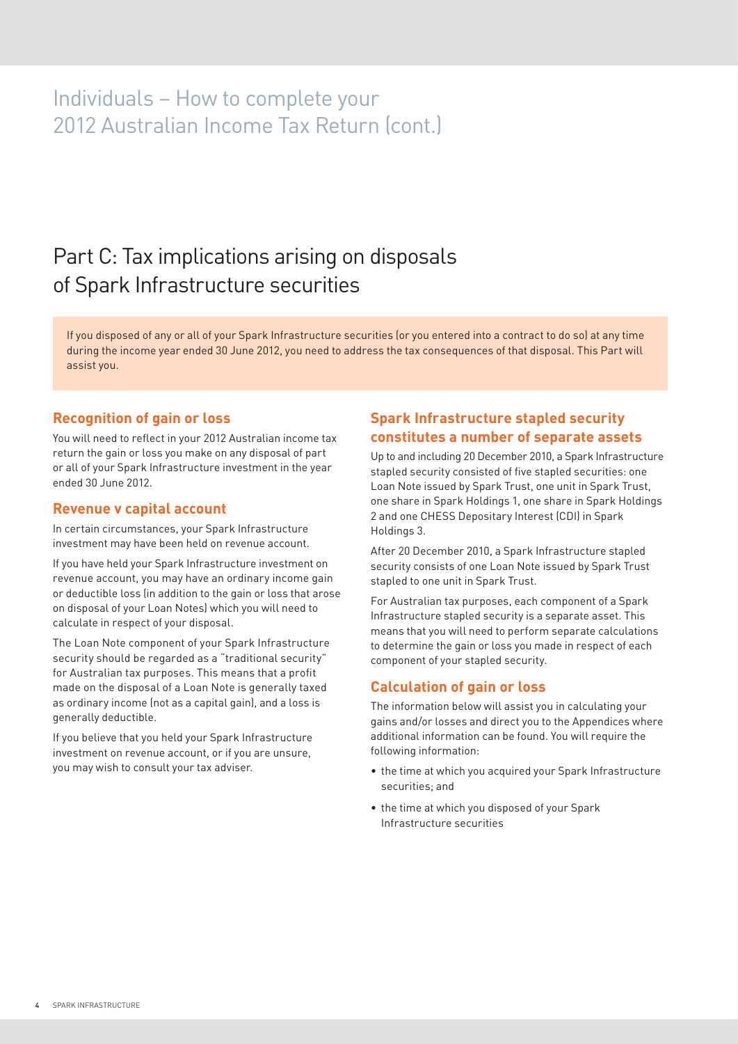# Individuals – How to complete your 2012 Australian Income Tax Return (cont.)

## Part C: Tax implications arising on disposals of Spark Infrastructure securities

If you disposed of any or all of your Spark Infrastructure securities (or you entered into a contract to do so) at any time during the income year ended 30 June 2012, you need to address the tax consequences of that disposal. This Part will assist you.

### Recognition of gain or loss

You will need to reflect in your 2012 Australian income tax return the gain or loss you make on any disposal of part or all of your Spark Infrastructure investment in the year ended 30 June 2012.

### Revenue v capital account

In certain circumstances, your Spark Infrastructure investment may have been held on revenue account.

If you have held your Spark Infrastructure investment on revenue account, you may have an ordinary income gain or deductible loss (in addition to the gain or loss that arose on disposal of your Loan Notes) which you will need to calculate in respect of your disposal.

The Loan Note component of your Spark Infrastructure security should be regarded as a "traditional security" for Australian tax purposes. This means that a profit made on the disposal of a Loan Note is generally taxed as ordinary income (not as a capital gain), and a loss is generally deductible.

If you believe that you held your Spark Infrastructure investment on revenue account, or if you are unsure, you may wish to consult your tax adviser.

### Spark Infrastructure stapled security constitutes a number of separate assets

Up to and including 20 December 2010, a Spark Infrastructure stapled security consisted of five stapled securities: one Loan Note issued by Spark Trust, one unit in Spark Trust, one share in Spark Holdings 1, one share in Spark Holdings 2 and one CHESS Depositary Interest (CDI) in Spark Holdings 3.

After 20 December 2010, a Spark Infrastructure stapled security consists of one Loan Note issued by Spark Trust stapled to one unit in Spark Trust.

For Australian tax purposes, each component of a Spark Infrastructure stapled security is a separate asset. This means that you will need to perform separate calculations to determine the gain or loss you made in respect of each component of your stapled security.

### Calculation of gain or loss

The information below will assist you in calculating your gains and/or losses and direct you to the Appendices where additional information can be found. You will require the following information:

- the time at which you acquired your Spark Infrastructure securities; and
- the time at which you disposed of your Spark Infrastructure securities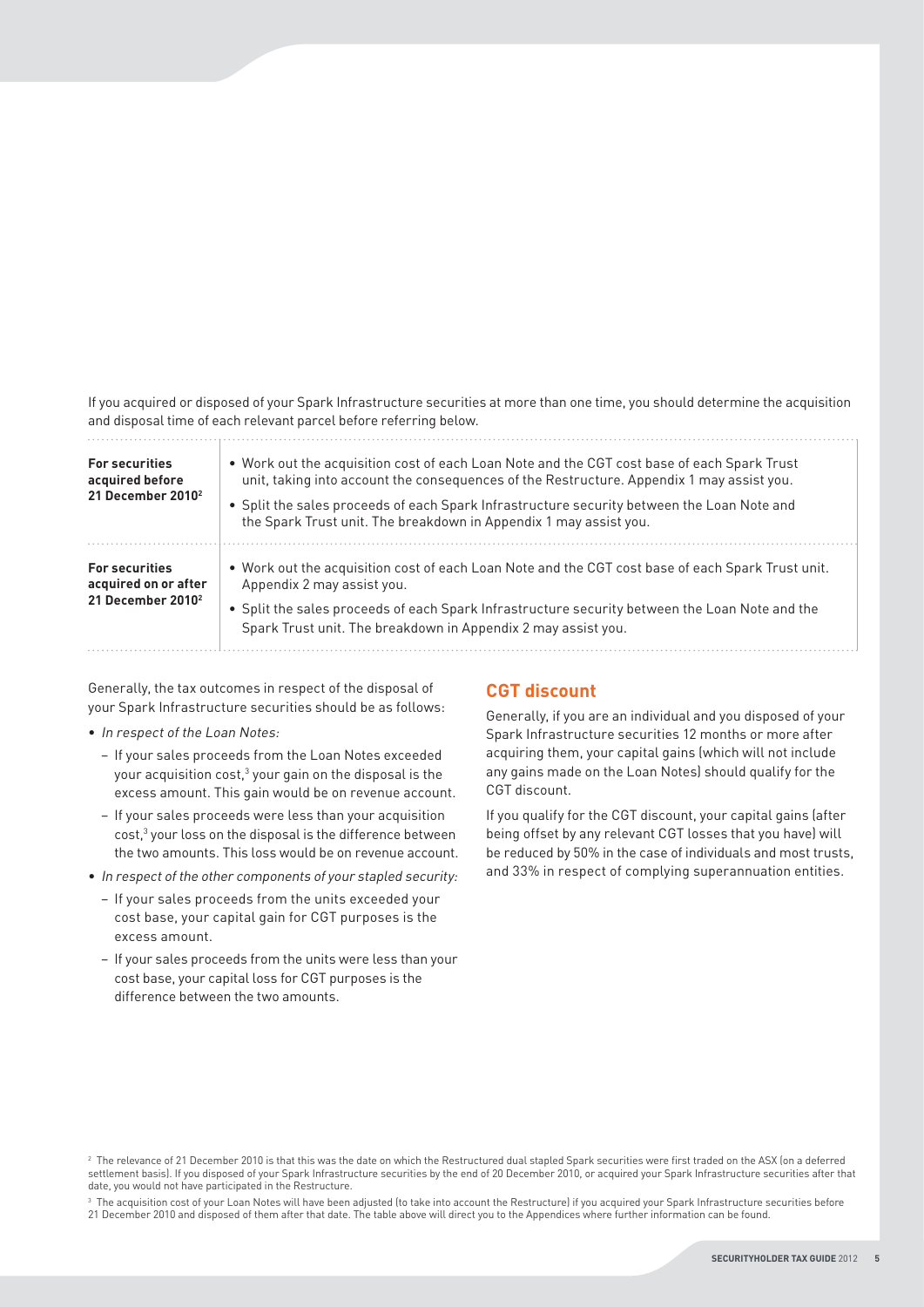If you acquired or disposed of your Spark Infrastructure securities at more than one time, you should determine the acquisition and disposal time of each relevant parcel before referring below.

| | |
|---|---|
| **For securities acquired before 21 December 2010**[2] | • Work out the acquisition cost of each Loan Note and the CGT cost base of each Spark Trust unit, taking into account the consequences of the Restructure. Appendix 1 may assist you.<br>• Split the sales proceeds of each Spark Infrastructure security between the Loan Note and the Spark Trust unit. The breakdown in Appendix 1 may assist you. |
| **For securities acquired on or after 21 December 2010**[2] | • Work out the acquisition cost of each Loan Note and the CGT cost base of each Spark Trust unit. Appendix 2 may assist you.<br>• Split the sales proceeds of each Spark Infrastructure security between the Loan Note and the Spark Trust unit. The breakdown in Appendix 2 may assist you. |

Generally, the tax outcomes in respect of the disposal of your Spark Infrastructure securities should be as follows:

- *In respect of the Loan Notes:*
  - If your sales proceeds from the Loan Notes exceeded your acquisition cost,[3] your gain on the disposal is the excess amount. This gain would be on revenue account.
  - If your sales proceeds were less than your acquisition cost,[3] your loss on the disposal is the difference between the two amounts. This loss would be on revenue account.
- *In respect of the other components of your stapled security:*
  - If your sales proceeds from the units exceeded your cost base, your capital gain for CGT purposes is the excess amount.
  - If your sales proceeds from the units were less than your cost base, your capital loss for CGT purposes is the difference between the two amounts.

## CGT discount

Generally, if you are an individual and you disposed of your Spark Infrastructure securities 12 months or more after acquiring them, your capital gains (which will not include any gains made on the Loan Notes) should qualify for the CGT discount.

If you qualify for the CGT discount, your capital gains (after being offset by any relevant CGT losses that you have) will be reduced by 50% in the case of individuals and most trusts, and 33% in respect of complying superannuation entities.

[2] The relevance of 21 December 2010 is that this was the date on which the Restructured dual stapled Spark securities were first traded on the ASX (on a deferred settlement basis). If you disposed of your Spark Infrastructure securities by the end of 20 December 2010, or acquired your Spark Infrastructure securities after that date, you would not have participated in the Restructure.

[3] The acquisition cost of your Loan Notes will have been adjusted (to take into account the Restructure) if you acquired your Spark Infrastructure securities before 21 December 2010 and disposed of them after that date. The table above will direct you to the Appendices where further information can be found.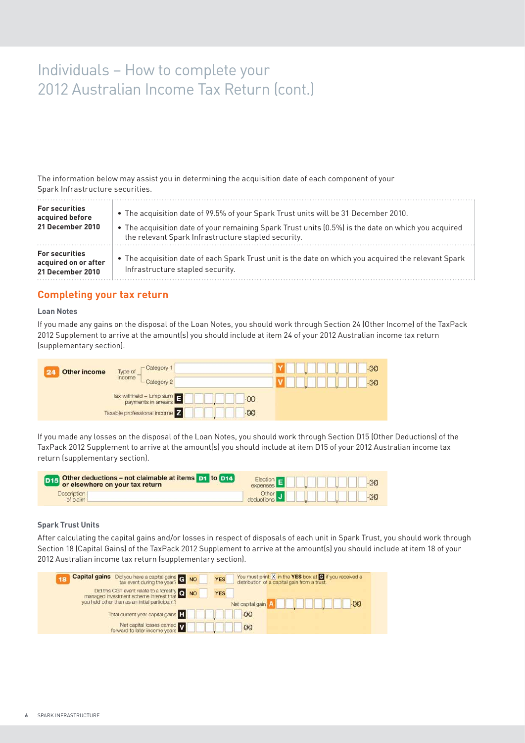# Individuals – How to complete your 2012 Australian Income Tax Return (cont.)

The information below may assist you in determining the acquisition date of each component of your Spark Infrastructure securities.

| | |
|---|---|
| **For securities acquired before 21 December 2010** | • The acquisition date of 99.5% of your Spark Trust units will be 31 December 2010.<br>• The acquisition date of your remaining Spark Trust units (0.5%) is the date on which you acquired the relevant Spark Infrastructure stapled security. |
| **For securities acquired on or after 21 December 2010** | • The acquisition date of each Spark Trust unit is the date on which you acquired the relevant Spark Infrastructure stapled security. |

## Completing your tax return

### Loan Notes

If you made any gains on the disposal of the Loan Notes, you should work through Section 24 (Other Income) of the TaxPack 2012 Supplement to arrive at the amount(s) you should include at item 24 of your 2012 Australian income tax return (supplementary section).

**24 Other income**

| | | |
|---|---|---|
| Type of income | Category 1 | Y .00 |
| | Category 2 | V .00 |
| Tax withheld – lump sum payments in arrears | E .00 | |
| Taxable professional income | Z .00 | |

If you made any losses on the disposal of the Loan Notes, you should work through Section D15 (Other Deductions) of the TaxPack 2012 Supplement to arrive at the amount(s) you should include at item D15 of your 2012 Australian income tax return (supplementary section).

**D15 Other deductions – not claimable at items D1 to D14 or elsewhere on your tax return**

| | |
|---|---|
| Description of claim | Election expenses E .00 |
| | Other deductions J .00 |

### Spark Trust Units

After calculating the capital gains and/or losses in respect of disposals of each unit in Spark Trust, you should work through Section 18 (Capital Gains) of the TaxPack 2012 Supplement to arrive at the amount(s) you should include at item 18 of your 2012 Australian income tax return (supplementary section).

**18 Capital gains**

| | | |
|---|---|---|
| Did you have a capital gains tax event during the year? | G NO / YES | You must print X in the YES box at G if you received a distribution of a capital gain from a trust. |
| Did this CGT event relate to a forestry managed investment scheme interest that you held other than as an initial participant? | Q NO / YES | Net capital gain A .00 |
| Total current year capital gains | H .00 | |
| Net capital losses carried forward to later income years | V .00 | |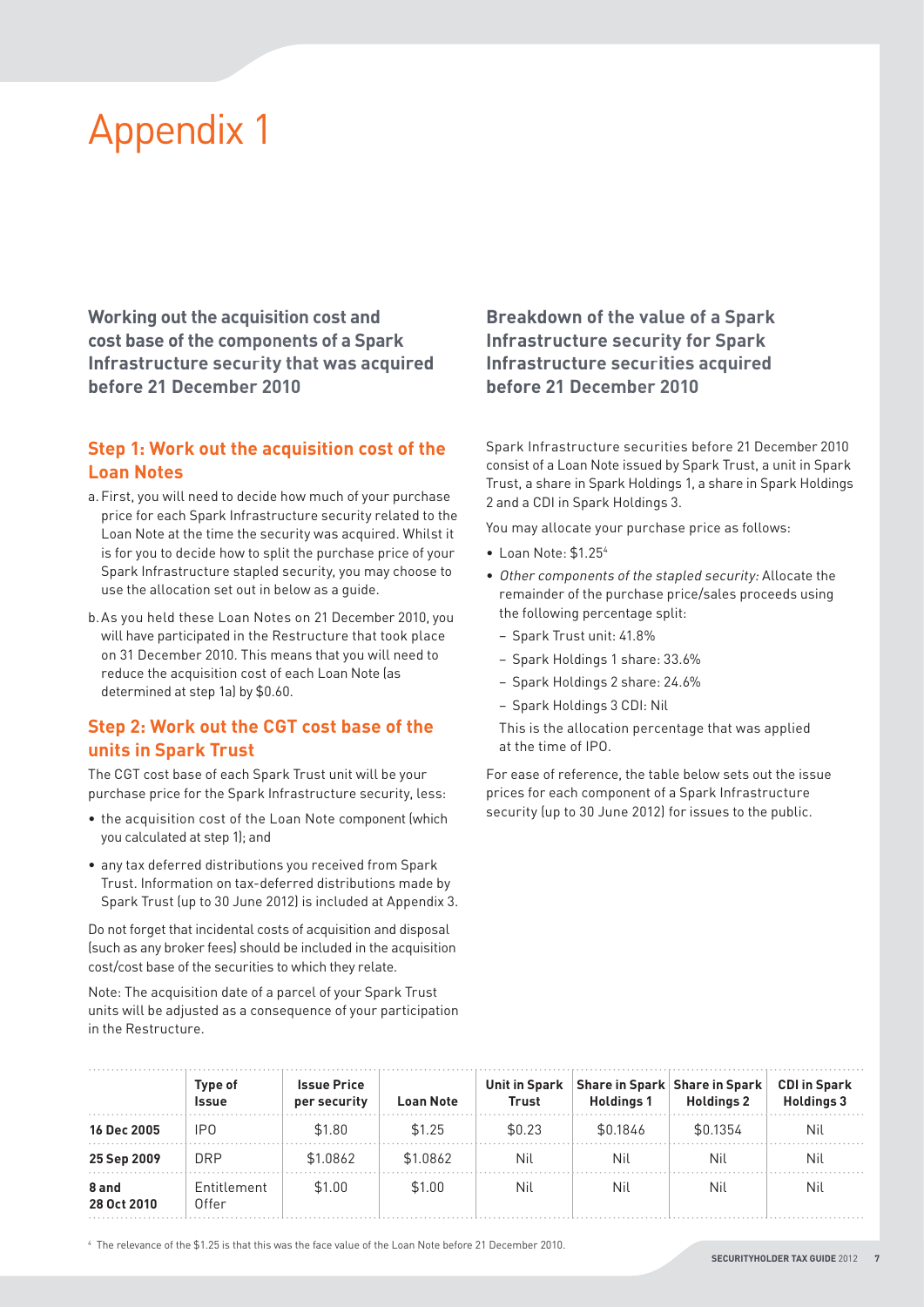# Appendix 1

## Working out the acquisition cost and cost base of the components of a Spark Infrastructure security that was acquired before 21 December 2010

### Step 1: Work out the acquisition cost of the Loan Notes

a. First, you will need to decide how much of your purchase price for each Spark Infrastructure security related to the Loan Note at the time the security was acquired. Whilst it is for you to decide how to split the purchase price of your Spark Infrastructure stapled security, you may choose to use the allocation set out in below as a guide.

b. As you held these Loan Notes on 21 December 2010, you will have participated in the Restructure that took place on 31 December 2010. This means that you will need to reduce the acquisition cost of each Loan Note (as determined at step 1a) by $0.60.

### Step 2: Work out the CGT cost base of the units in Spark Trust

The CGT cost base of each Spark Trust unit will be your purchase price for the Spark Infrastructure security, less:

- the acquisition cost of the Loan Note component (which you calculated at step 1); and
- any tax deferred distributions you received from Spark Trust. Information on tax-deferred distributions made by Spark Trust (up to 30 June 2012) is included at Appendix 3.

Do not forget that incidental costs of acquisition and disposal (such as any broker fees) should be included in the acquisition cost/cost base of the securities to which they relate.

Note: The acquisition date of a parcel of your Spark Trust units will be adjusted as a consequence of your participation in the Restructure.

## Breakdown of the value of a Spark Infrastructure security for Spark Infrastructure securities acquired before 21 December 2010

Spark Infrastructure securities before 21 December 2010 consist of a Loan Note issued by Spark Trust, a unit in Spark Trust, a share in Spark Holdings 1, a share in Spark Holdings 2 and a CDI in Spark Holdings 3.

You may allocate your purchase price as follows:

- Loan Note: $1.25[4]
- *Other components of the stapled security:* Allocate the remainder of the purchase price/sales proceeds using the following percentage split:
  - Spark Trust unit: 41.8%
  - Spark Holdings 1 share: 33.6%
  - Spark Holdings 2 share: 24.6%
  - Spark Holdings 3 CDI: Nil

  This is the allocation percentage that was applied at the time of IPO.

For ease of reference, the table below sets out the issue prices for each component of a Spark Infrastructure security (up to 30 June 2012) for issues to the public.

| | Type of Issue | Issue Price per security | Loan Note | Unit in Spark Trust | Share in Spark Holdings 1 | Share in Spark Holdings 2 | CDI in Spark Holdings 3 |
|---|---|---|---|---|---|---|---|
| **16 Dec 2005** | IPO | $1.80 | $1.25 | $0.23 | $0.1846 | $0.1354 | Nil |
| **25 Sep 2009** | DRP | $1.0862 | $1.0862 | Nil | Nil | Nil | Nil |
| **8 and 28 Oct 2010** | Entitlement Offer | $1.00 | $1.00 | Nil | Nil | Nil | Nil |

[4] The relevance of the $1.25 is that this was the face value of the Loan Note before 21 December 2010.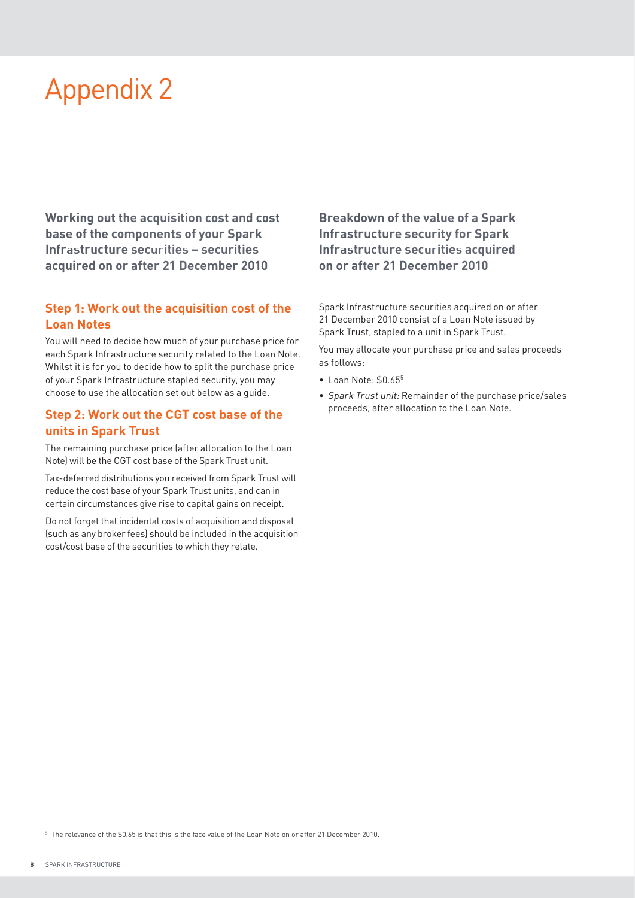# Appendix 2

**Working out the acquisition cost and cost base of the components of your Spark Infrastructure securities – securities acquired on or after 21 December 2010**

### Step 1: Work out the acquisition cost of the Loan Notes

You will need to decide how much of your purchase price for each Spark Infrastructure security related to the Loan Note. Whilst it is for you to decide how to split the purchase price of your Spark Infrastructure stapled security, you may choose to use the allocation set out below as a guide.

### Step 2: Work out the CGT cost base of the units in Spark Trust

The remaining purchase price (after allocation to the Loan Note) will be the CGT cost base of the Spark Trust unit.

Tax-deferred distributions you received from Spark Trust will reduce the cost base of your Spark Trust units, and can in certain circumstances give rise to capital gains on receipt.

Do not forget that incidental costs of acquisition and disposal (such as any broker fees) should be included in the acquisition cost/cost base of the securities to which they relate.

**Breakdown of the value of a Spark Infrastructure security for Spark Infrastructure securities acquired on or after 21 December 2010**

Spark Infrastructure securities acquired on or after 21 December 2010 consist of a Loan Note issued by Spark Trust, stapled to a unit in Spark Trust.

You may allocate your purchase price and sales proceeds as follows:

- Loan Note: $0.65[5]
- *Spark Trust unit:* Remainder of the purchase price/sales proceeds, after allocation to the Loan Note.

[5] The relevance of the $0.65 is that this is the face value of the Loan Note on or after 21 December 2010.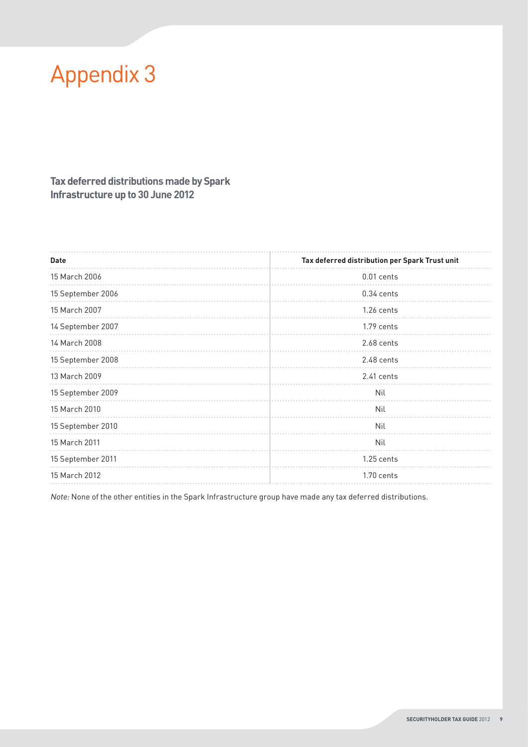# Appendix 3

## Tax deferred distributions made by Spark Infrastructure up to 30 June 2012

| Date | Tax deferred distribution per Spark Trust unit |
|---|---|
| 15 March 2006 | 0.01 cents |
| 15 September 2006 | 0.34 cents |
| 15 March 2007 | 1.26 cents |
| 14 September 2007 | 1.79 cents |
| 14 March 2008 | 2.68 cents |
| 15 September 2008 | 2.48 cents |
| 13 March 2009 | 2.41 cents |
| 15 September 2009 | Nil |
| 15 March 2010 | Nil |
| 15 September 2010 | Nil |
| 15 March 2011 | Nil |
| 15 September 2011 | 1.25 cents |
| 15 March 2012 | 1.70 cents |

*Note:* None of the other entities in the Spark Infrastructure group have made any tax deferred distributions.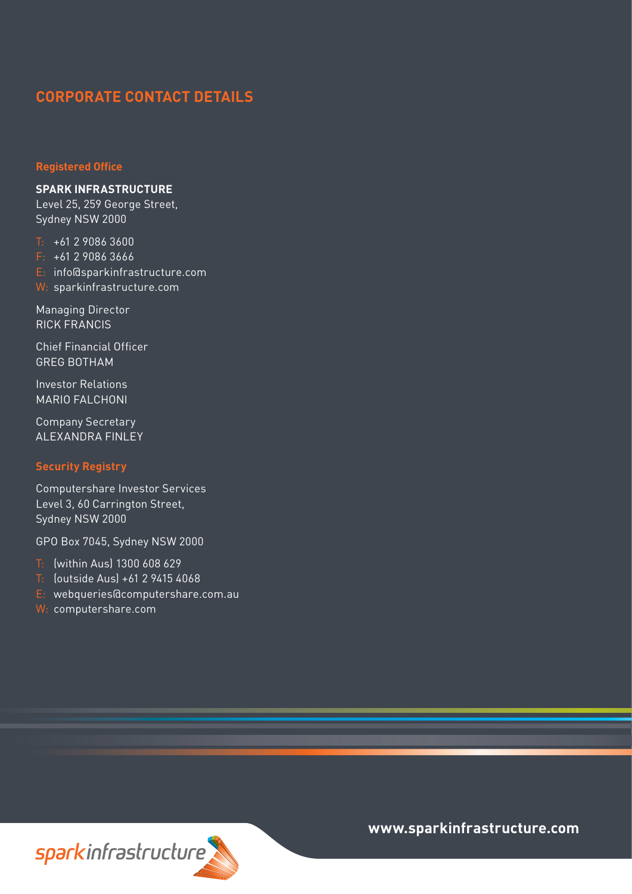# CORPORATE CONTACT DETAILS

## Registered Office

**SPARK INFRASTRUCTURE**
Level 25, 259 George Street,
Sydney NSW 2000

T: +61 2 9086 3600
F: +61 2 9086 3666
E: info@sparkinfrastructure.com
W: sparkinfrastructure.com

Managing Director
RICK FRANCIS

Chief Financial Officer
GREG BOTHAM

Investor Relations
MARIO FALCHONI

Company Secretary
ALEXANDRA FINLEY

## Security Registry

Computershare Investor Services
Level 3, 60 Carrington Street,
Sydney NSW 2000

GPO Box 7045, Sydney NSW 2000

T: (within Aus) 1300 608 629
T: (outside Aus) +61 2 9415 4068
E: webqueries@computershare.com.au
W: computershare.com

sparkinfrastructure

**www.sparkinfrastructure.com**